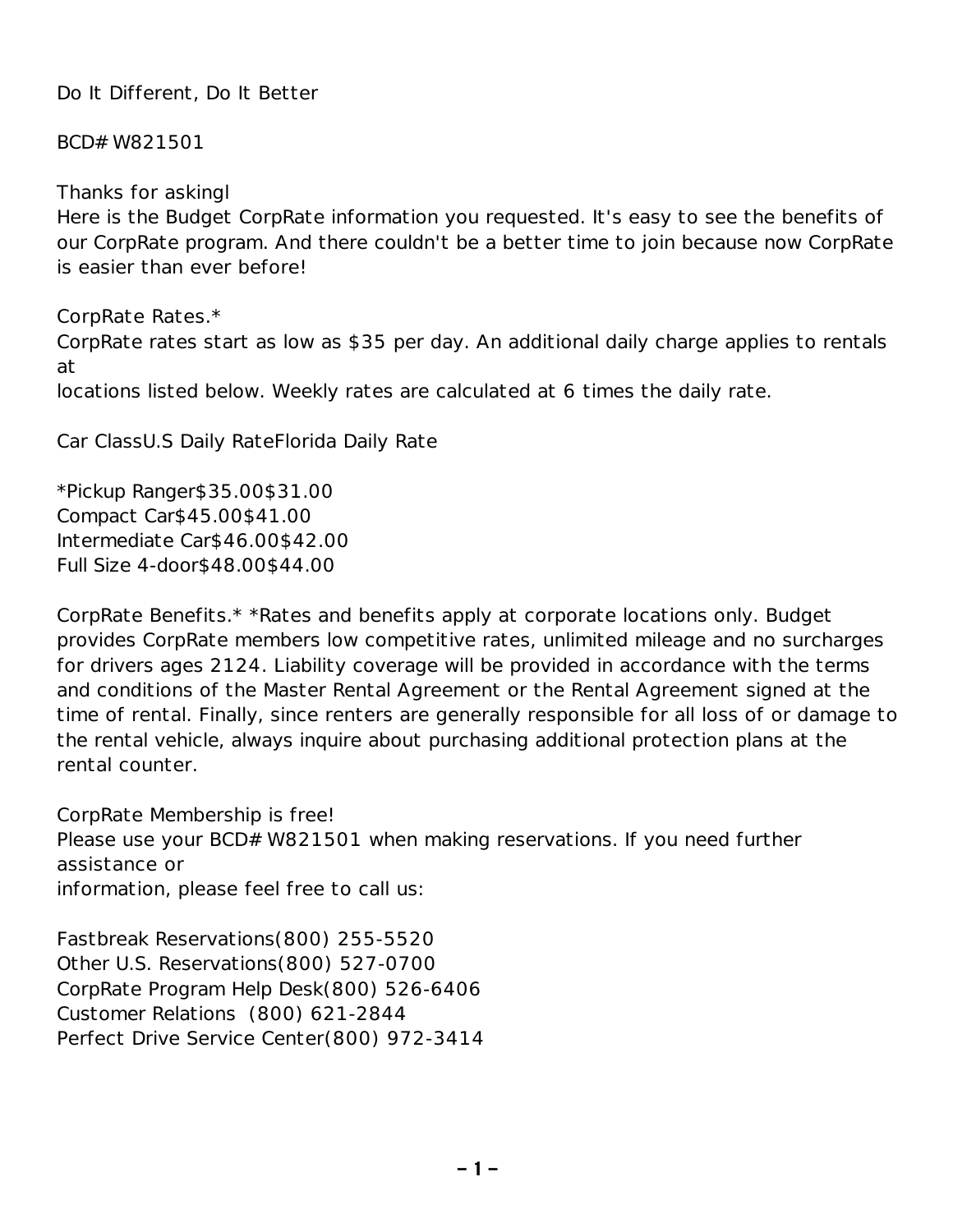Do It Different, Do It Better

BCD# W821501

Thanks for askingl
Here is the Budget CorpRate information you requested. It's easy to see the benefits of our CorpRate program. And there couldn't be a better time to join because now CorpRate is easier than ever before!

CorpRate Rates.*
CorpRate rates start as low as $35 per day. An additional daily charge applies to rentals at
locations listed below. Weekly rates are calculated at 6 times the daily rate.

| Car Class | U.S Daily Rate | Florida Daily Rate |
| --- | --- | --- |
| *Pickup Ranger | $35.00 | $31.00 |
| Compact Car | $45.00 | $41.00 |
| Intermediate Car | $46.00 | $42.00 |
| Full Size 4-door | $48.00 | $44.00 |

CorpRate Benefits.* *Rates and benefits apply at corporate locations only. Budget provides CorpRate members low competitive rates, unlimited mileage and no surcharges for drivers ages 2124. Liability coverage will be provided in accordance with the terms and conditions of the Master Rental Agreement or the Rental Agreement signed at the time of rental. Finally, since renters are generally responsible for all loss of or damage to the rental vehicle, always inquire about purchasing additional protection plans at the rental counter.

CorpRate Membership is free!
Please use your BCD# W821501 when making reservations. If you need further assistance or
information, please feel free to call us:

Fastbreak Reservations(800) 255-5520
Other U.S. Reservations(800) 527-0700
CorpRate Program Help Desk(800) 526-6406
Customer Relations (800) 621-2844
Perfect Drive Service Center(800) 972-3414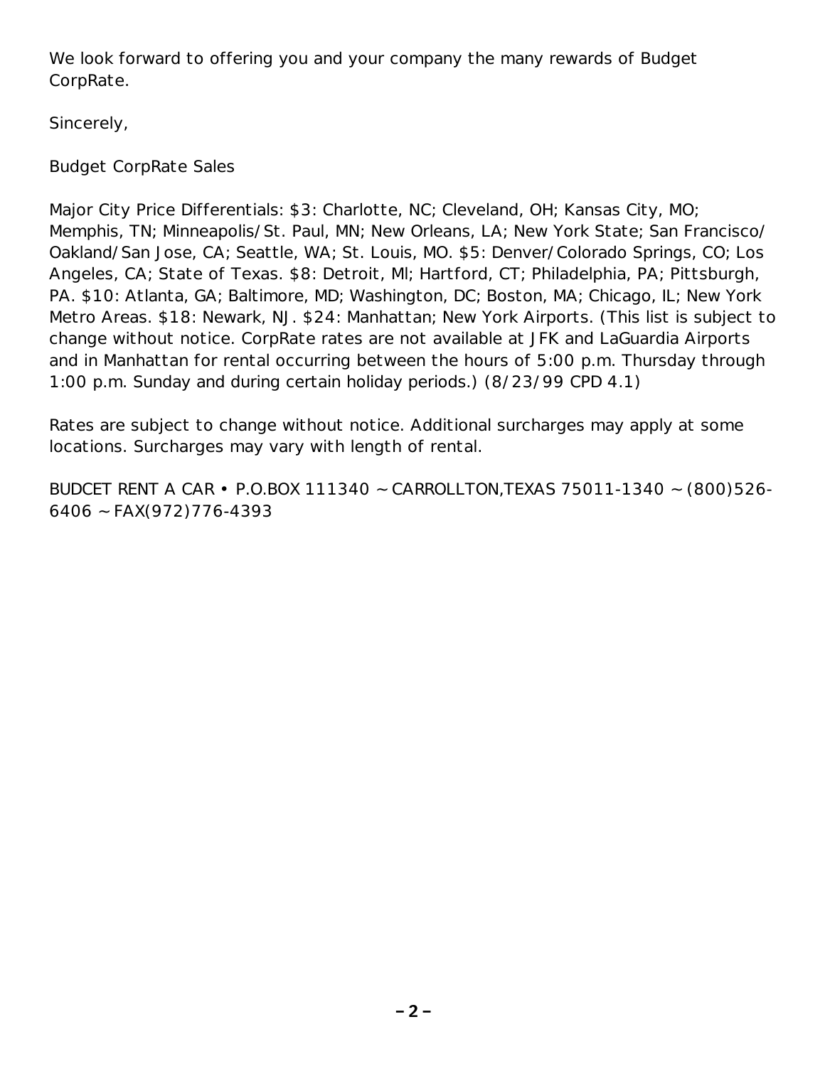We look forward to offering you and your company the many rewards of Budget CorpRate.

Sincerely,

Budget CorpRate Sales

Major City Price Differentials: $3: Charlotte, NC; Cleveland, OH; Kansas City, MO; Memphis, TN; Minneapolis/St. Paul, MN; New Orleans, LA; New York State; San Francisco/Oakland/San Jose, CA; Seattle, WA; St. Louis, MO. $5: Denver/Colorado Springs, CO; Los Angeles, CA; State of Texas. $8: Detroit, Ml; Hartford, CT; Philadelphia, PA; Pittsburgh, PA. $10: Atlanta, GA; Baltimore, MD; Washington, DC; Boston, MA; Chicago, IL; New York Metro Areas. $18: Newark, NJ. $24: Manhattan; New York Airports. (This list is subject to change without notice. CorpRate rates are not available at JFK and LaGuardia Airports and in Manhattan for rental occurring between the hours of 5:00 p.m. Thursday through 1:00 p.m. Sunday and during certain holiday periods.) (8/23/99 CPD 4.1)

Rates are subject to change without notice. Additional surcharges may apply at some locations. Surcharges may vary with length of rental.

BUDCET RENT A CAR • P.O.BOX 111340 ~ CARROLLTON,TEXAS 75011-1340 ~ (800)526-6406 ~ FAX(972)776-4393